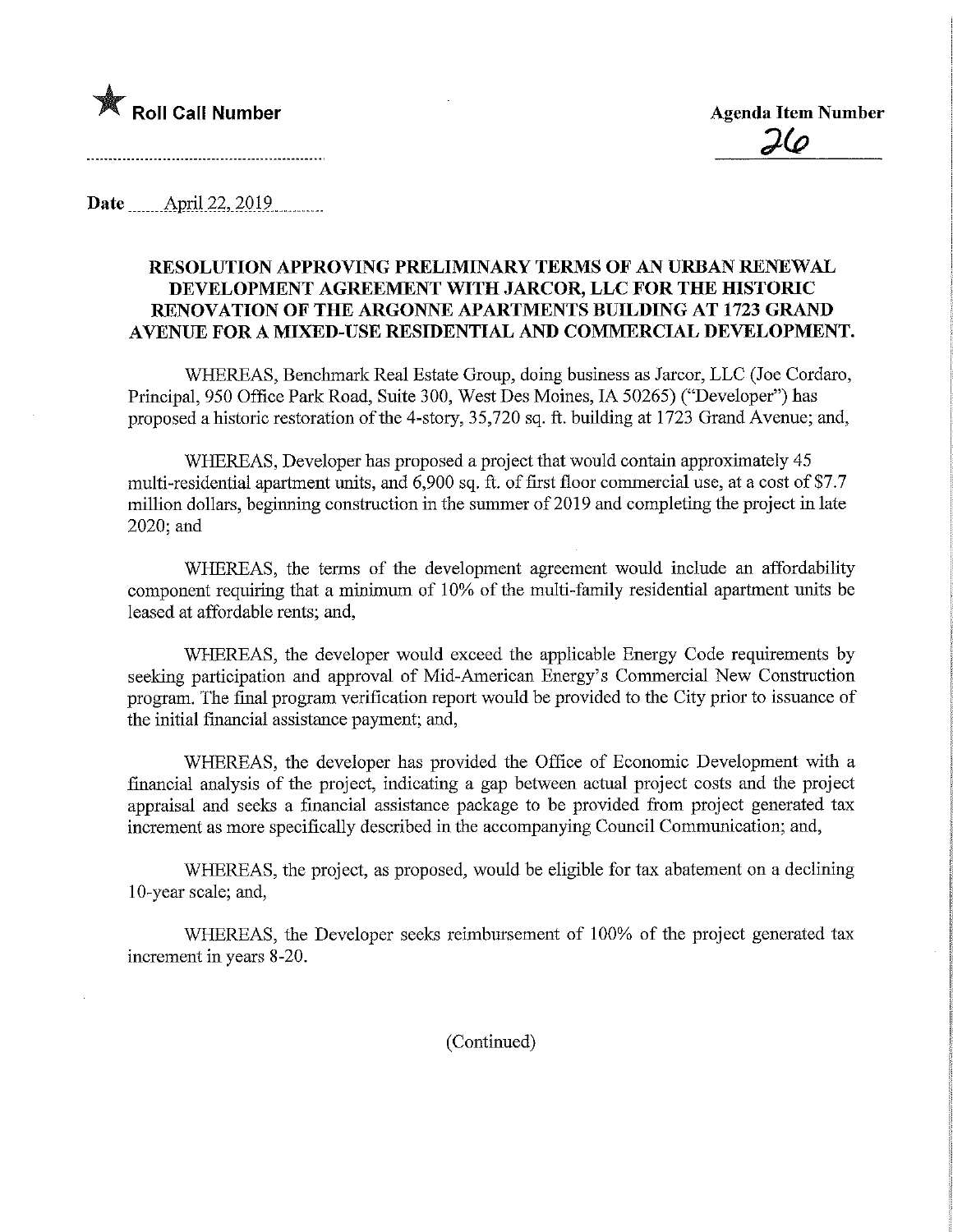★ **Roll Call Number**

**Agenda Item Number**

26

**Date** April 22, 2019

## RESOLUTION APPROVING PRELIMINARY TERMS OF AN URBAN RENEWAL DEVELOPMENT AGREEMENT WITH JARCOR, LLC FOR THE HISTORIC RENOVATION OF THE ARGONNE APARTMENTS BUILDING AT 1723 GRAND AVENUE FOR A MIXED-USE RESIDENTIAL AND COMMERCIAL DEVELOPMENT.

WHEREAS, Benchmark Real Estate Group, doing business as Jarcor, LLC (Joe Cordaro, Principal, 950 Office Park Road, Suite 300, West Des Moines, IA 50265) ("Developer") has proposed a historic restoration of the 4-story, 35,720 sq. ft. building at 1723 Grand Avenue; and,

WHEREAS, Developer has proposed a project that would contain approximately 45 multi-residential apartment units, and 6,900 sq. ft. of first floor commercial use, at a cost of $7.7 million dollars, beginning construction in the summer of 2019 and completing the project in late 2020; and

WHEREAS, the terms of the development agreement would include an affordability component requiring that a minimum of 10% of the multi-family residential apartment units be leased at affordable rents; and,

WHEREAS, the developer would exceed the applicable Energy Code requirements by seeking participation and approval of Mid-American Energy's Commercial New Construction program. The final program verification report would be provided to the City prior to issuance of the initial financial assistance payment; and,

WHEREAS, the developer has provided the Office of Economic Development with a financial analysis of the project, indicating a gap between actual project costs and the project appraisal and seeks a financial assistance package to be provided from project generated tax increment as more specifically described in the accompanying Council Communication; and,

WHEREAS, the project, as proposed, would be eligible for tax abatement on a declining 10-year scale; and,

WHEREAS, the Developer seeks reimbursement of 100% of the project generated tax increment in years 8-20.

(Continued)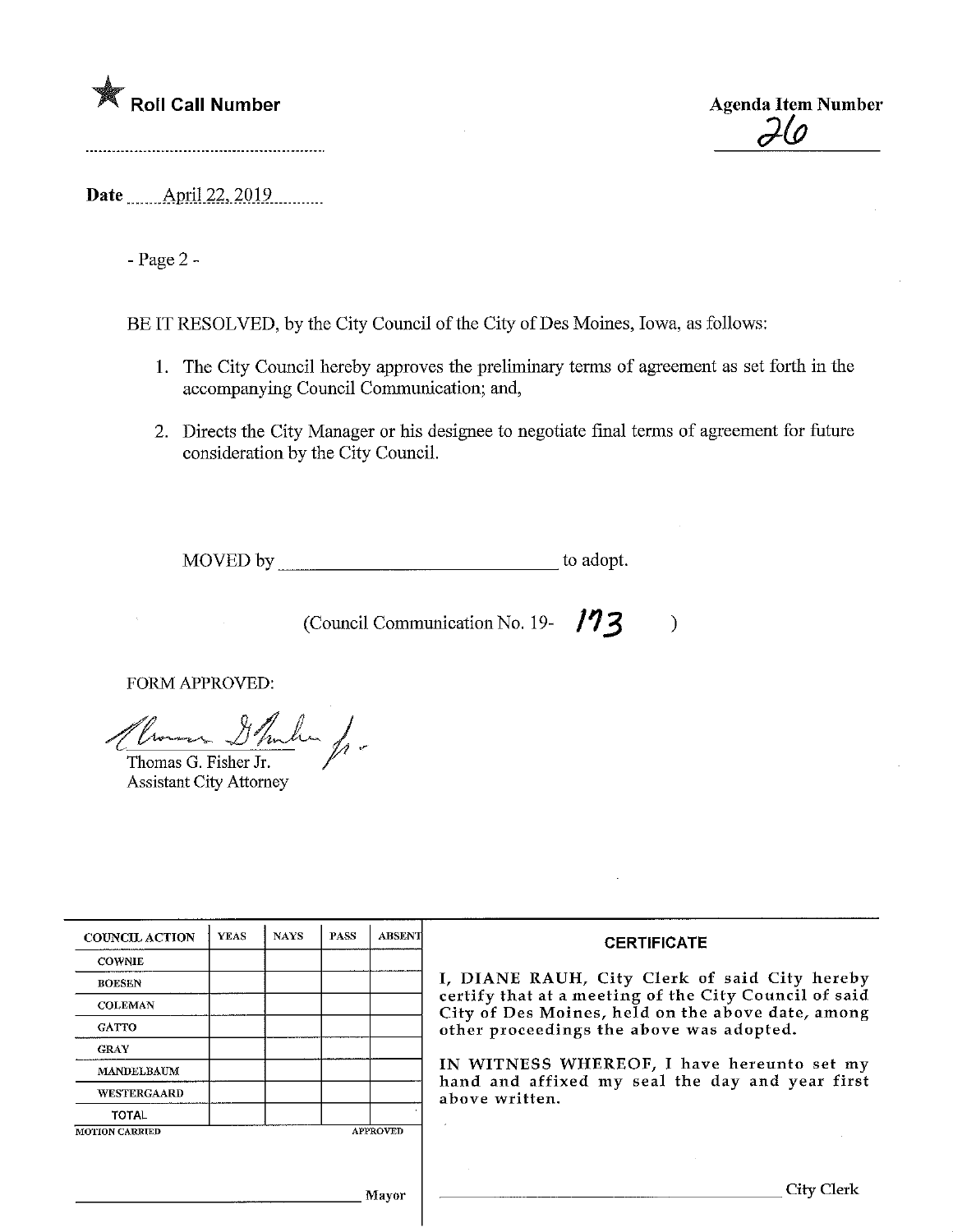★ **Roll Call Number**

..............................................................

**Agenda Item Number**

26

**Date** April 22, 2019

- Page 2 -

BE IT RESOLVED, by the City Council of the City of Des Moines, Iowa, as follows:

1. The City Council hereby approves the preliminary terms of agreement as set forth in the accompanying Council Communication; and,
2. Directs the City Manager or his designee to negotiate final terms of agreement for future consideration by the City Council.

MOVED by ______________________________ to adopt.

(Council Communication No. 19- 173 )

FORM APPROVED:

Thomas G. Fisher Jr.
Assistant City Attorney

| COUNCIL ACTION | YEAS | NAYS | PASS | ABSENT |
|---|---|---|---|---|
| COWNIE | | | | |
| BOESEN | | | | |
| COLEMAN | | | | |
| GATTO | | | | |
| GRAY | | | | |
| MANDELBAUM | | | | |
| WESTERGAARD | | | | |
| TOTAL | | | | |

MOTION CARRIED APPROVED

______________________________ Mayor

**CERTIFICATE**

I, DIANE RAUH, City Clerk of said City hereby certify that at a meeting of the City Council of said City of Des Moines, held on the above date, among other proceedings the above was adopted.

IN WITNESS WHEREOF, I have hereunto set my hand and affixed my seal the day and year first above written.

______________________________ City Clerk